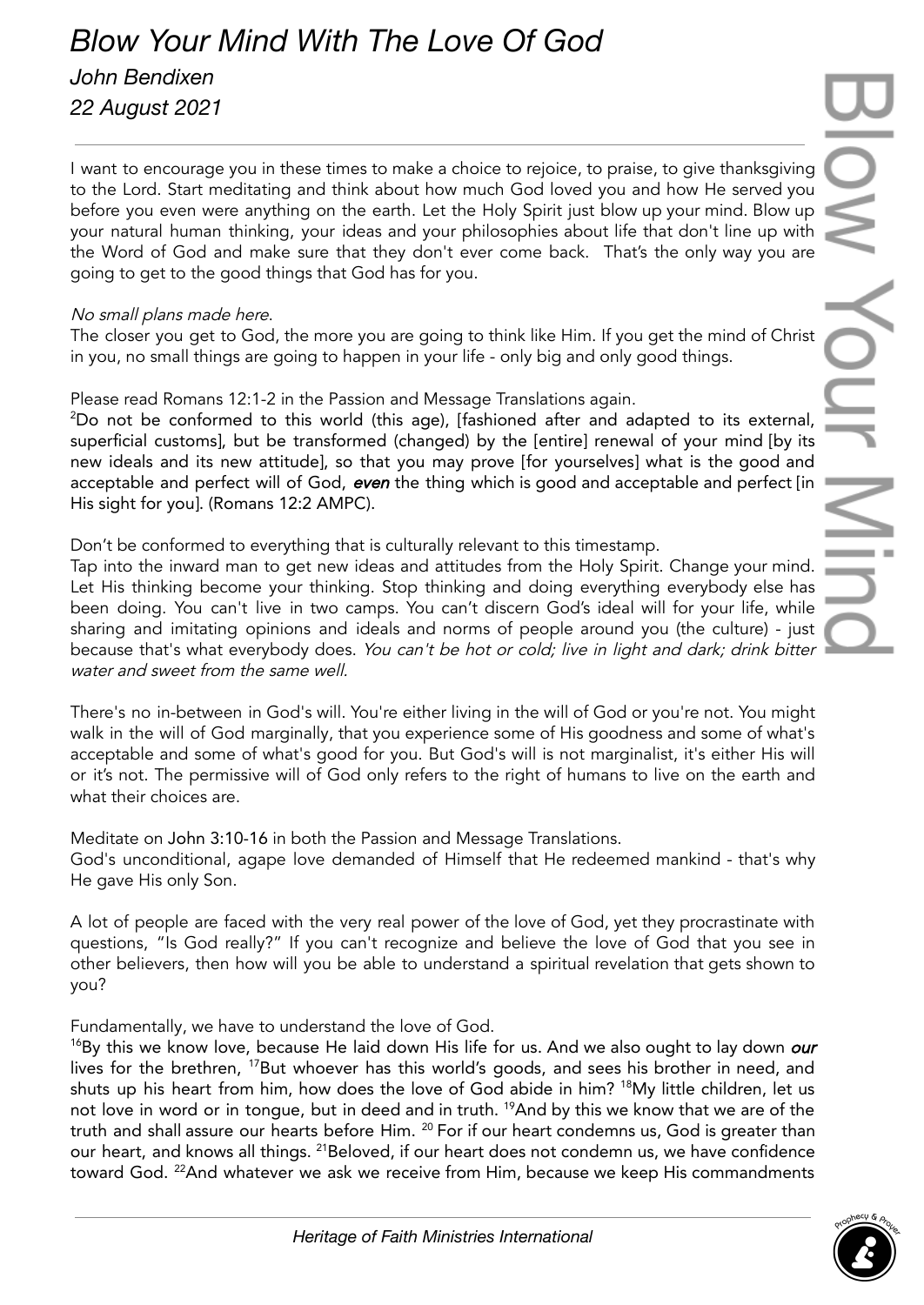# *Blow Your Mind With The Love Of God*

*John Bendixen*

*22 August 2021*

---

I want to encourage you in these times to make a choice to rejoice, to praise, to give thanksgiving to the Lord. Start meditating and think about how much God loved you and how He served you before you even were anything on the earth. Let the Holy Spirit just blow up your mind. Blow up your natural human thinking, your ideas and your philosophies about life that don't line up with the Word of God and make sure that they don't ever come back. That's the only way you are going to get to the good things that God has for you.

*No small plans made here.*

The closer you get to God, the more you are going to think like Him. If you get the mind of Christ in you, no small things are going to happen in your life - only big and only good things.

Please read Romans 12:1-2 in the Passion and Message Translations again.

[2]Do not be conformed to this world (this age), [fashioned after and adapted to its external, superficial customs], but be transformed (changed) by the [entire] renewal of your mind [by its new ideals and its new attitude], so that you may prove [for yourselves] what is the good and acceptable and perfect will of God, ***even*** the thing which is good and acceptable and perfect [in His sight for you]. (Romans 12:2 AMPC).

Don't be conformed to everything that is culturally relevant to this timestamp.

Tap into the inward man to get new ideas and attitudes from the Holy Spirit. Change your mind. Let His thinking become your thinking. Stop thinking and doing everything everybody else has been doing. You can't live in two camps. You can't discern God's ideal will for your life, while sharing and imitating opinions and ideals and norms of people around you (the culture) - just because that's what everybody does. *You can't be hot or cold; live in light and dark; drink bitter water and sweet from the same well.*

There's no in-between in God's will. You're either living in the will of God or you're not. You might walk in the will of God marginally, that you experience some of His goodness and some of what's acceptable and some of what's good for you. But God's will is not marginalist, it's either His will or it's not. The permissive will of God only refers to the right of humans to live on the earth and what their choices are.

Meditate on John 3:10-16 in both the Passion and Message Translations.

God's unconditional, agape love demanded of Himself that He redeemed mankind - that's why He gave His only Son.

A lot of people are faced with the very real power of the love of God, yet they procrastinate with questions, "Is God really?" If you can't recognize and believe the love of God that you see in other believers, then how will you be able to understand a spiritual revelation that gets shown to you?

Fundamentally, we have to understand the love of God.

[16]By this we know love, because He laid down His life for us. And we also ought to lay down ***our*** lives for the brethren, [17]But whoever has this world's goods, and sees his brother in need, and shuts up his heart from him, how does the love of God abide in him? [18]My little children, let us not love in word or in tongue, but in deed and in truth. [19]And by this we know that we are of the truth and shall assure our hearts before Him. [20] For if our heart condemns us, God is greater than our heart, and knows all things. [21]Beloved, if our heart does not condemn us, we have confidence toward God. [22]And whatever we ask we receive from Him, because we keep His commandments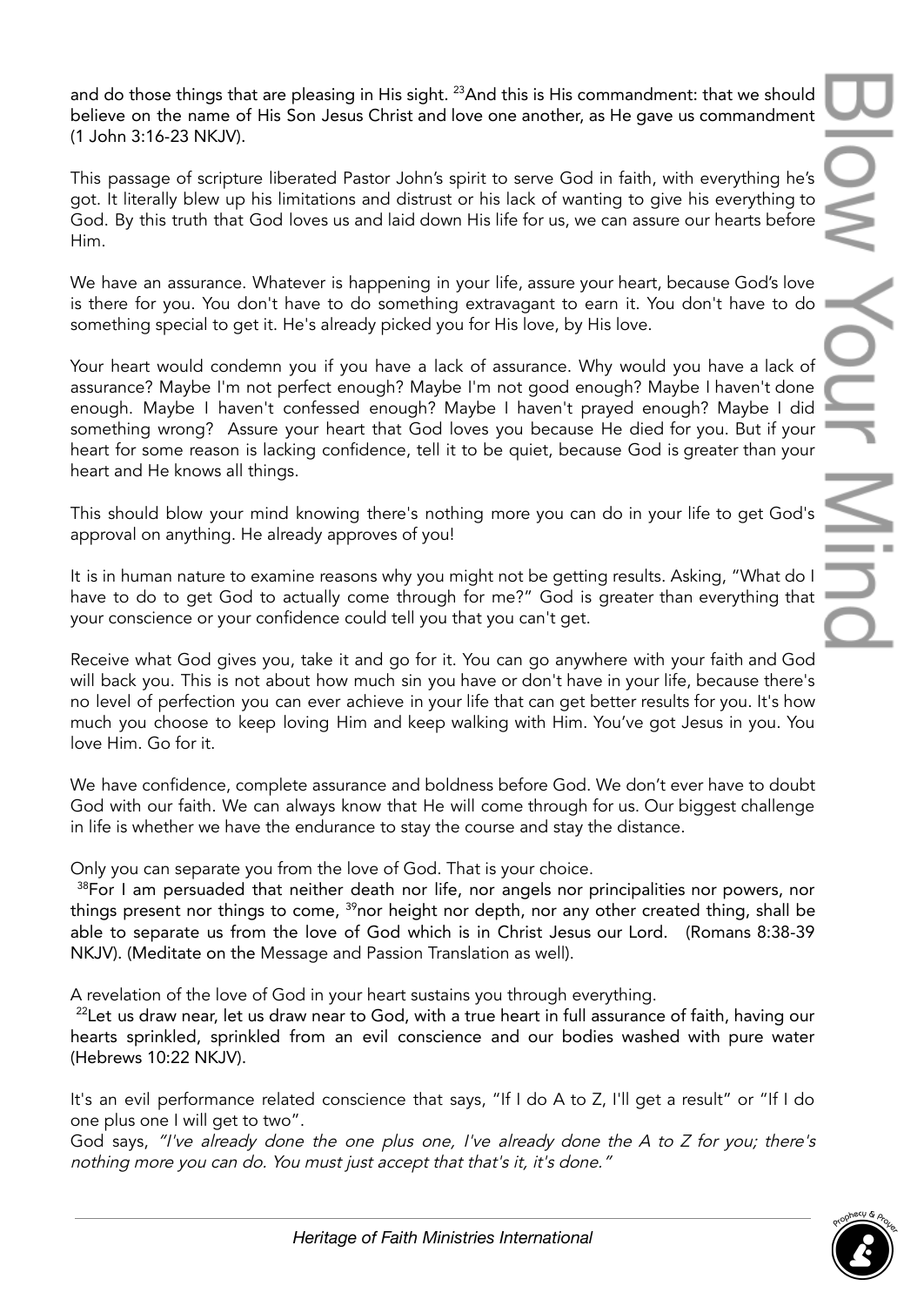and do those things that are pleasing in His sight. [23]And this is His commandment: that we should believe on the name of His Son Jesus Christ and love one another, as He gave us commandment (1 John 3:16-23 NKJV).

This passage of scripture liberated Pastor John's spirit to serve God in faith, with everything he's got. It literally blew up his limitations and distrust or his lack of wanting to give his everything to God. By this truth that God loves us and laid down His life for us, we can assure our hearts before Him.

We have an assurance. Whatever is happening in your life, assure your heart, because God's love is there for you. You don't have to do something extravagant to earn it. You don't have to do something special to get it. He's already picked you for His love, by His love.

Your heart would condemn you if you have a lack of assurance. Why would you have a lack of assurance? Maybe I'm not perfect enough? Maybe I'm not good enough? Maybe I haven't done enough. Maybe I haven't confessed enough? Maybe I haven't prayed enough? Maybe I did something wrong? Assure your heart that God loves you because He died for you. But if your heart for some reason is lacking confidence, tell it to be quiet, because God is greater than your heart and He knows all things.

This should blow your mind knowing there's nothing more you can do in your life to get God's approval on anything. He already approves of you!

It is in human nature to examine reasons why you might not be getting results. Asking, "What do I have to do to get God to actually come through for me?" God is greater than everything that your conscience or your confidence could tell you that you can't get.

Receive what God gives you, take it and go for it. You can go anywhere with your faith and God will back you. This is not about how much sin you have or don't have in your life, because there's no level of perfection you can ever achieve in your life that can get better results for you. It's how much you choose to keep loving Him and keep walking with Him. You've got Jesus in you. You love Him. Go for it.

We have confidence, complete assurance and boldness before God. We don't ever have to doubt God with our faith. We can always know that He will come through for us. Our biggest challenge in life is whether we have the endurance to stay the course and stay the distance.

Only you can separate you from the love of God. That is your choice.
[38]For I am persuaded that neither death nor life, nor angels nor principalities nor powers, nor things present nor things to come, [39]nor height nor depth, nor any other created thing, shall be able to separate us from the love of God which is in Christ Jesus our Lord. (Romans 8:38-39 NKJV). (Meditate on the Message and Passion Translation as well).

A revelation of the love of God in your heart sustains you through everything.
[22]Let us draw near, let us draw near to God, with a true heart in full assurance of faith, having our hearts sprinkled, sprinkled from an evil conscience and our bodies washed with pure water (Hebrews 10:22 NKJV).

It's an evil performance related conscience that says, "If I do A to Z, I'll get a result" or "If I do one plus one I will get to two".
God says, *"I've already done the one plus one, I've already done the A to Z for you; there's nothing more you can do. You must just accept that that's it, it's done."*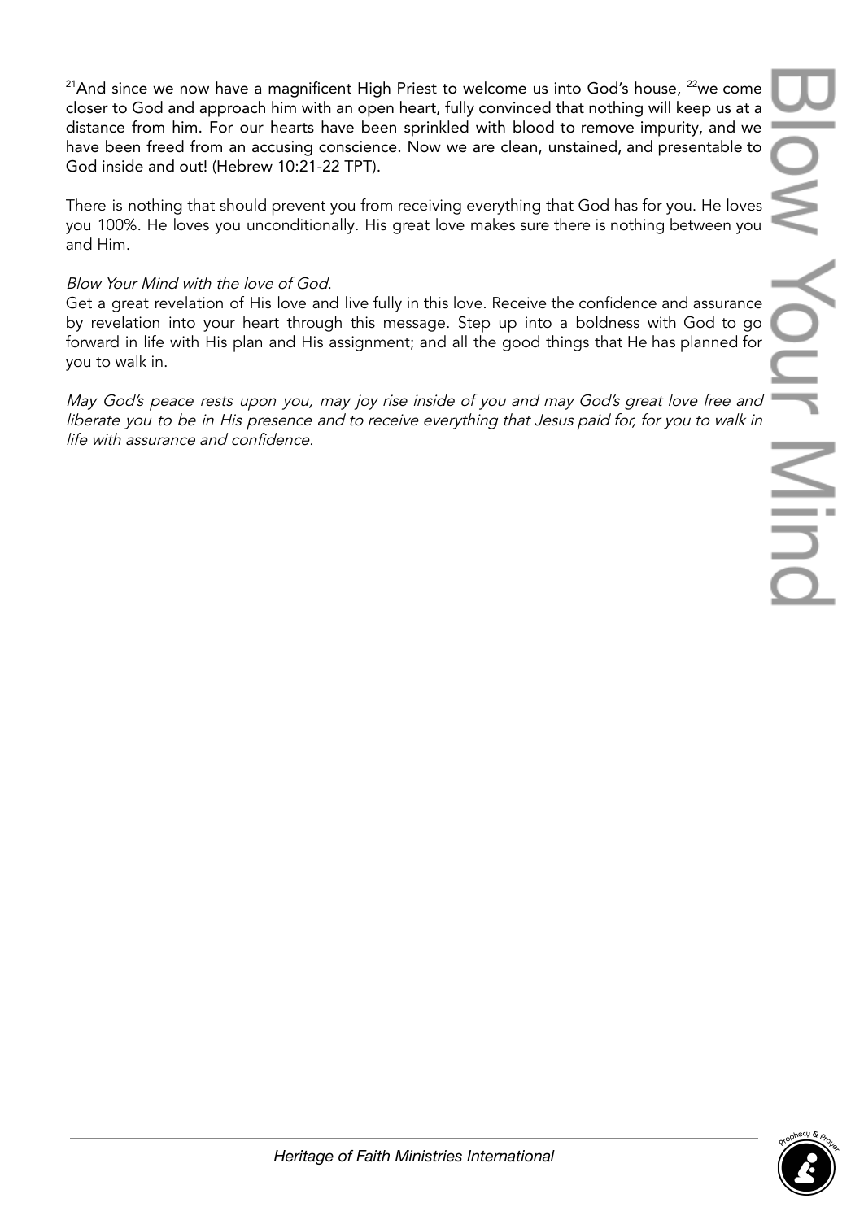[21]And since we now have a magnificent High Priest to welcome us into God's house, [22]we come closer to God and approach him with an open heart, fully convinced that nothing will keep us at a distance from him. For our hearts have been sprinkled with blood to remove impurity, and we have been freed from an accusing conscience. Now we are clean, unstained, and presentable to God inside and out! (Hebrew 10:21-22 TPT).

There is nothing that should prevent you from receiving everything that God has for you. He loves you 100%. He loves you unconditionally. His great love makes sure there is nothing between you and Him.

*Blow Your Mind with the love of God.*

Get a great revelation of His love and live fully in this love. Receive the confidence and assurance by revelation into your heart through this message. Step up into a boldness with God to go forward in life with His plan and His assignment; and all the good things that He has planned for you to walk in.

*May God's peace rests upon you, may joy rise inside of you and may God's great love free and liberate you to be in His presence and to receive everything that Jesus paid for, for you to walk in life with assurance and confidence.*